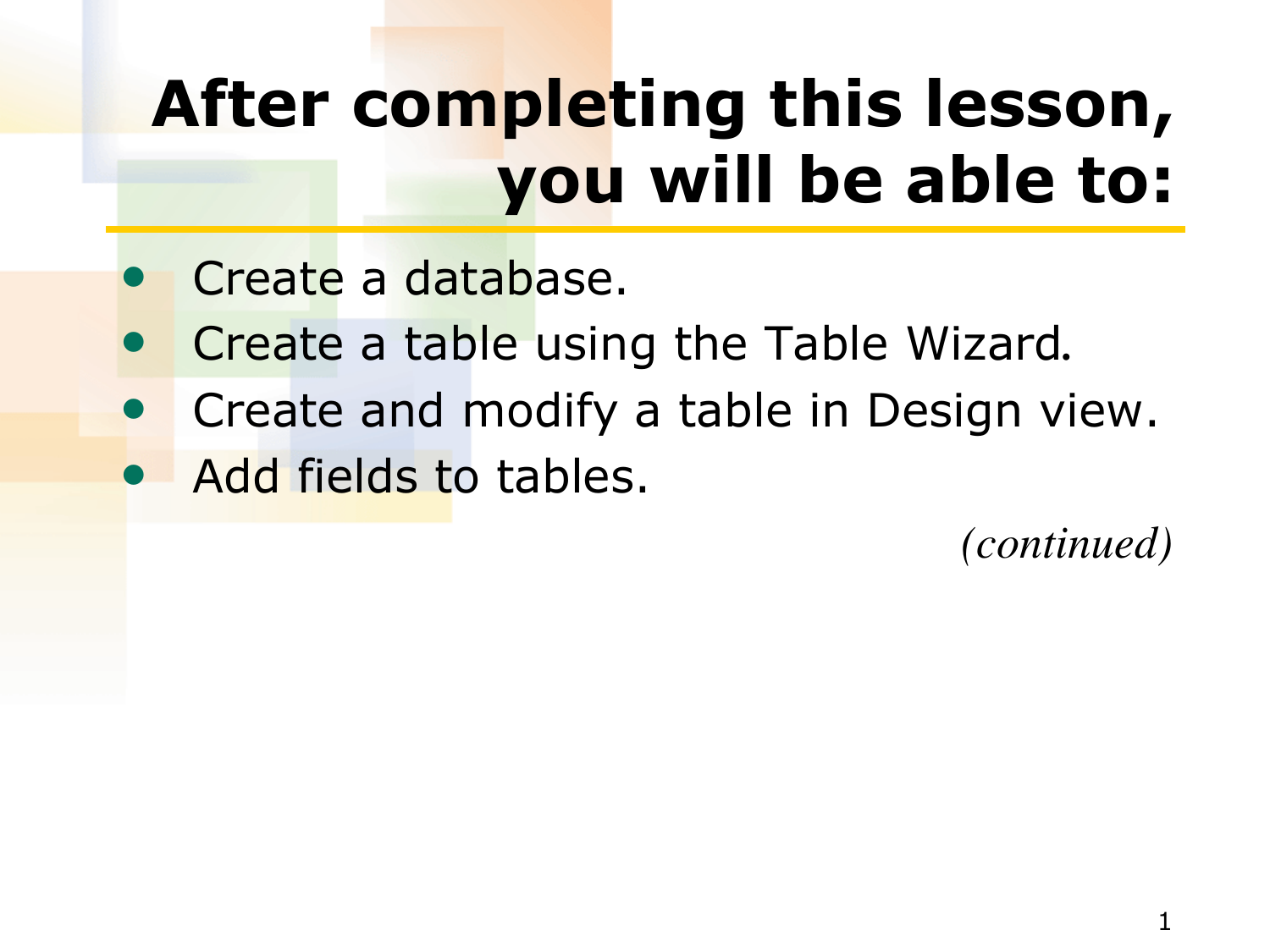# After completing this lesson, you will be able to:

- Create a database.
- Create a table using the Table Wizard.
- Create and modify a table in Design view.
- Add fields to tables.

*(continued)*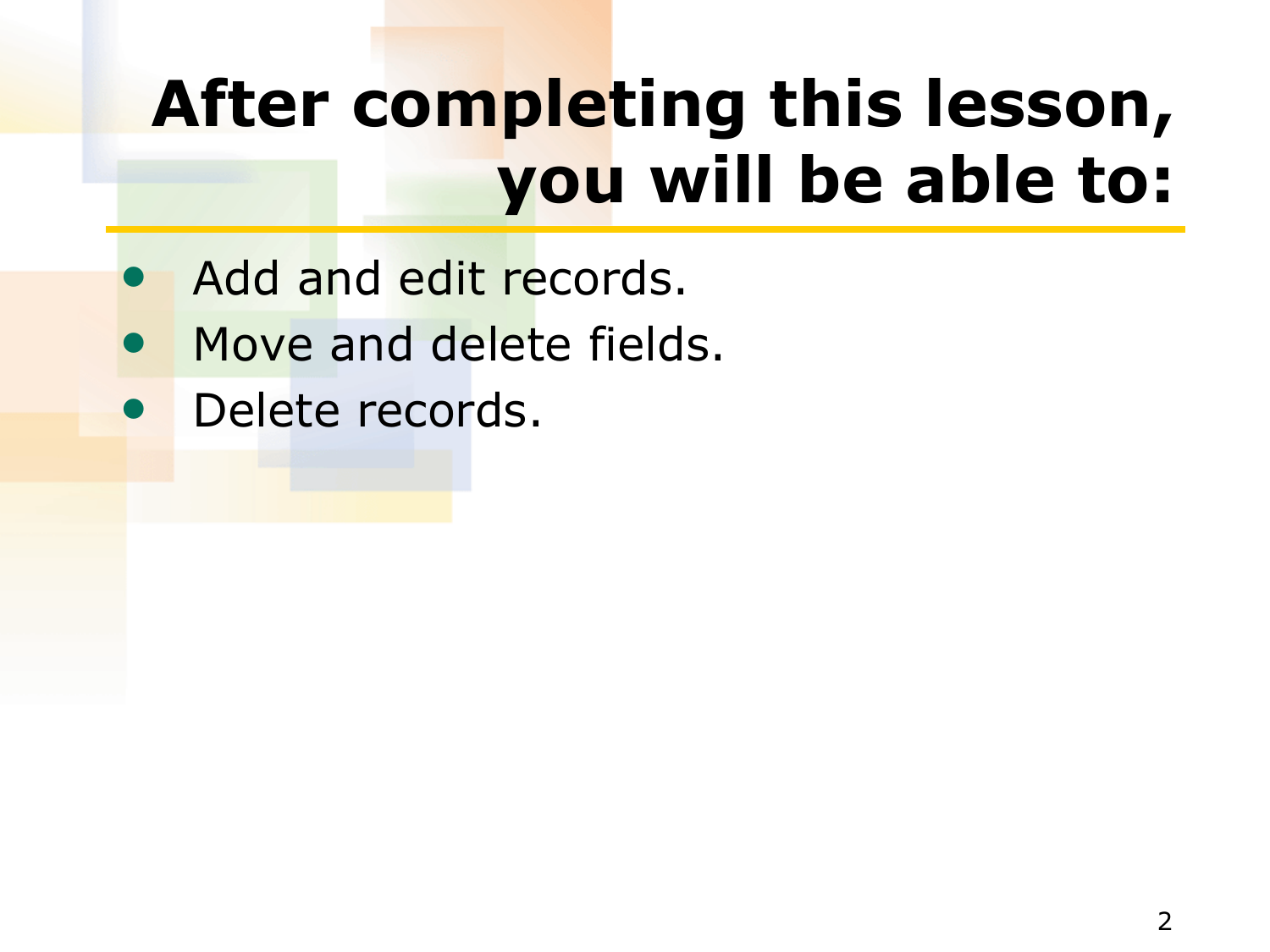# After completing this lesson, you will be able to:

- Add and edit records.
- Move and delete fields.
- Delete records.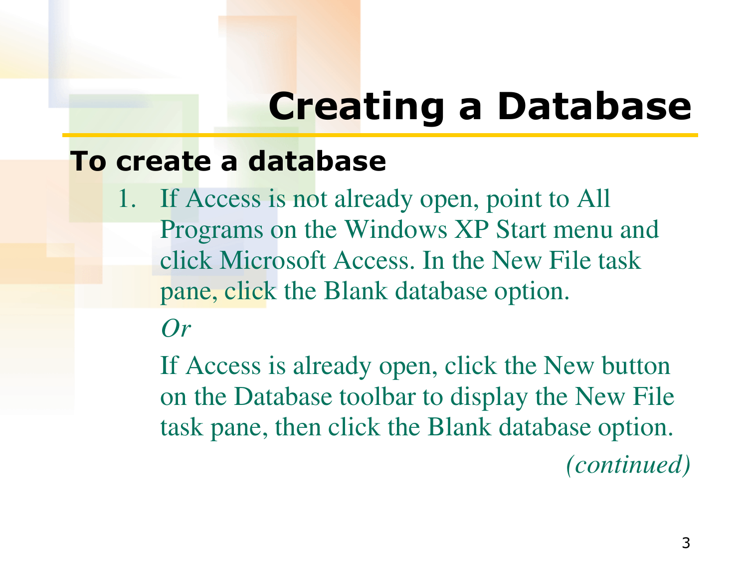# Creating a Database

**To create a database**

1. If Access is not already open, point to All Programs on the Windows XP Start menu and click Microsoft Access. In the New File task pane, click the Blank database option.

   *Or*

   If Access is already open, click the New button on the Database toolbar to display the New File task pane, then click the Blank database option.

*(continued)*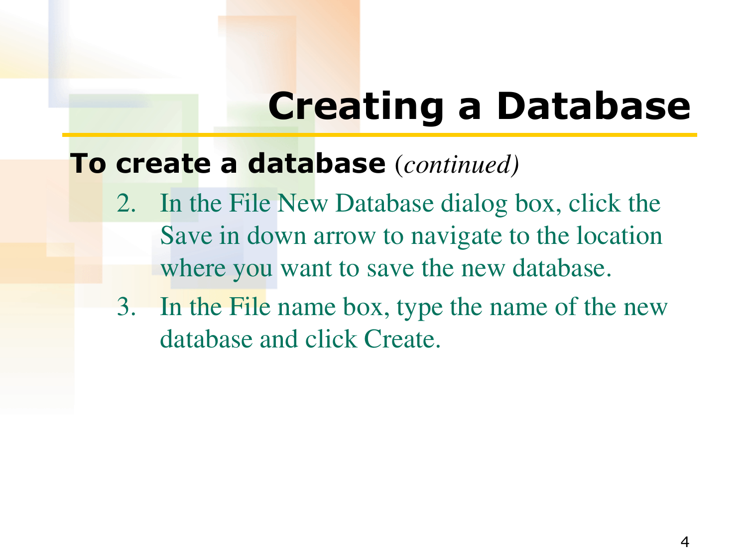# Creating a Database

**To create a database** *(continued)*

2. In the File New Database dialog box, click the Save in down arrow to navigate to the location where you want to save the new database.
3. In the File name box, type the name of the new database and click Create.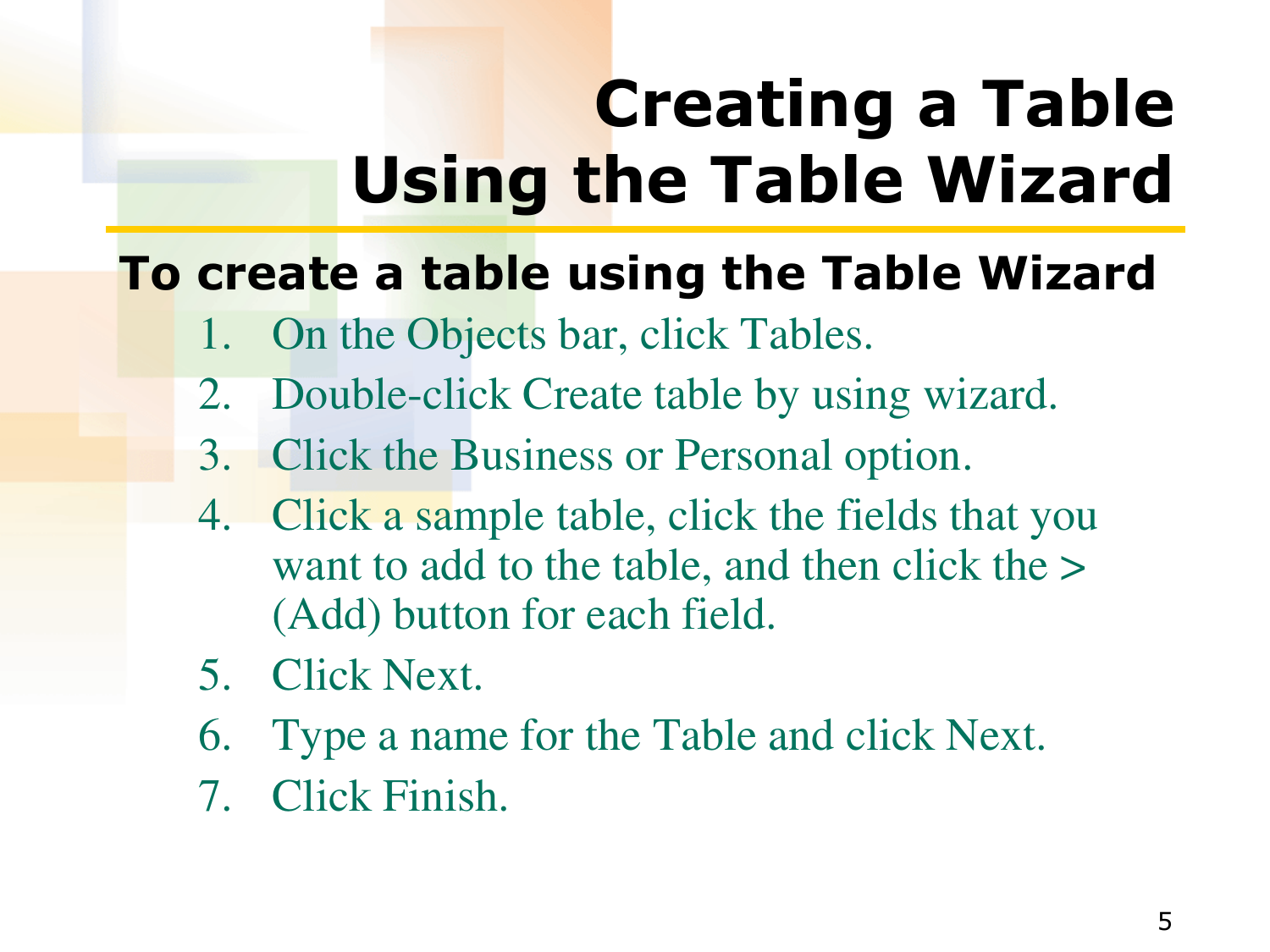# Creating a Table Using the Table Wizard

**To create a table using the Table Wizard**

1. On the Objects bar, click Tables.
2. Double-click Create table by using wizard.
3. Click the Business or Personal option.
4. Click a sample table, click the fields that you want to add to the table, and then click the > (Add) button for each field.
5. Click Next.
6. Type a name for the Table and click Next.
7. Click Finish.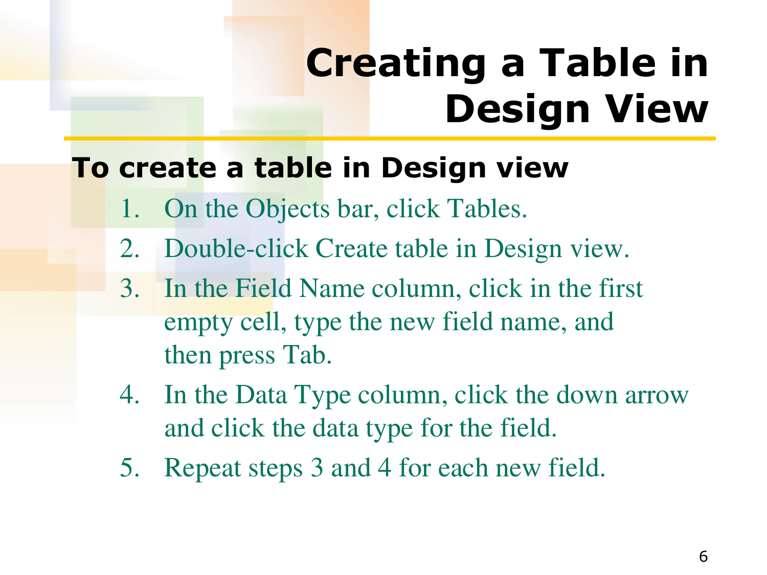# Creating a Table in Design View

**To create a table in Design view**

1. On the Objects bar, click Tables.
2. Double-click Create table in Design view.
3. In the Field Name column, click in the first empty cell, type the new field name, and then press Tab.
4. In the Data Type column, click the down arrow and click the data type for the field.
5. Repeat steps 3 and 4 for each new field.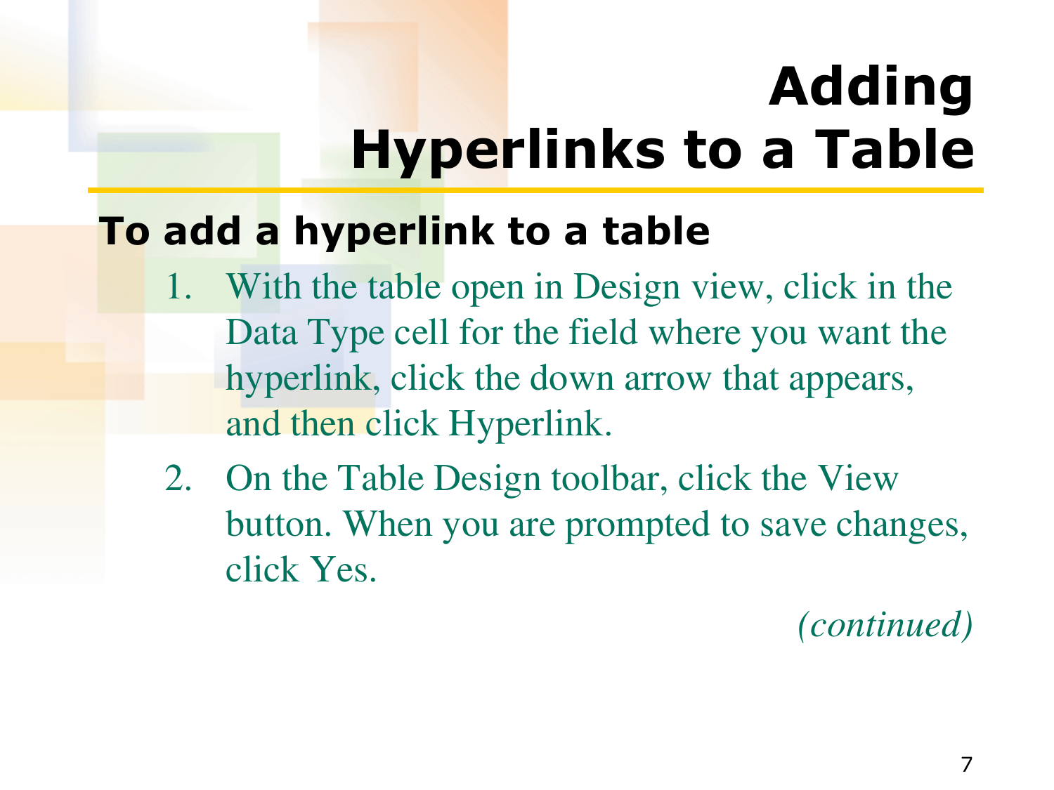# Adding Hyperlinks to a Table

## To add a hyperlink to a table

1. With the table open in Design view, click in the Data Type cell for the field where you want the hyperlink, click the down arrow that appears, and then click Hyperlink.
2. On the Table Design toolbar, click the View button. When you are prompted to save changes, click Yes.

*(continued)*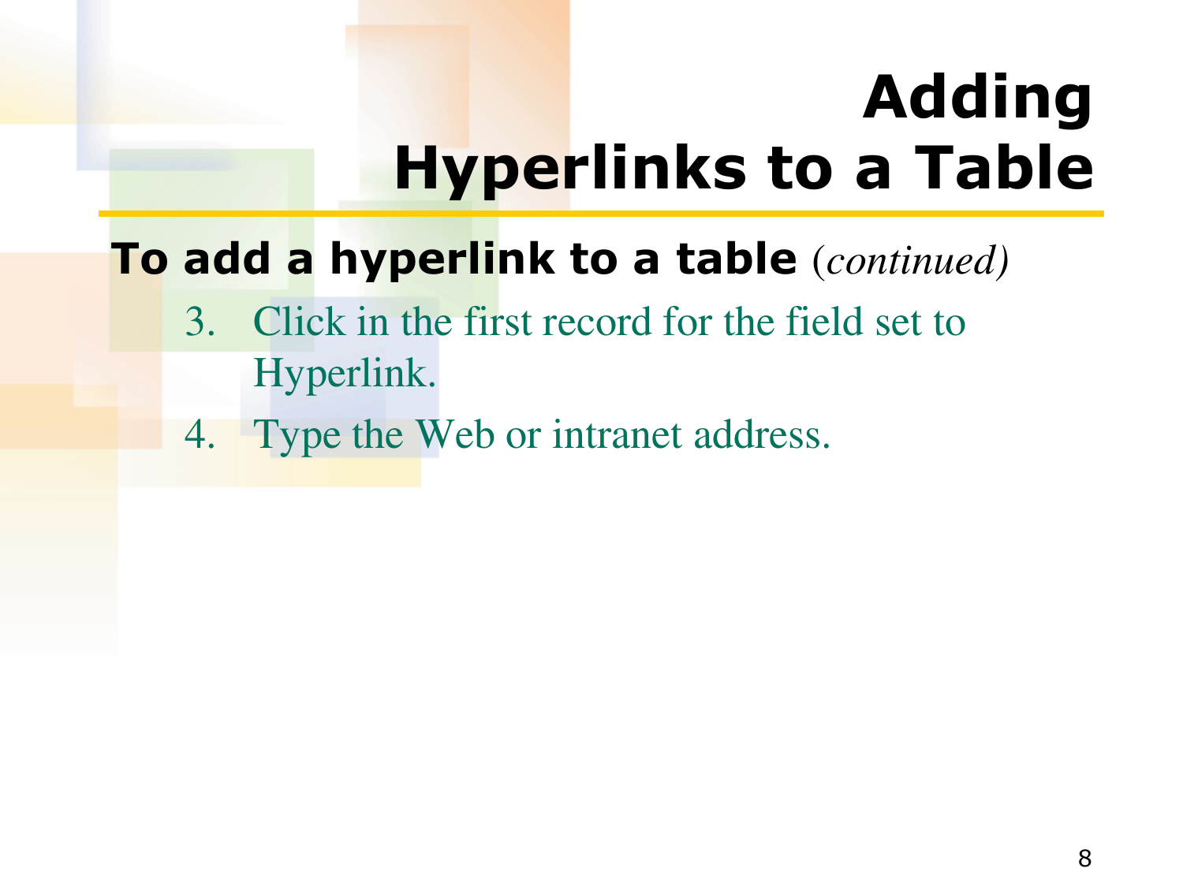# Adding Hyperlinks to a Table

**To add a hyperlink to a table** *(continued)*

3. Click in the first record for the field set to Hyperlink.
4. Type the Web or intranet address.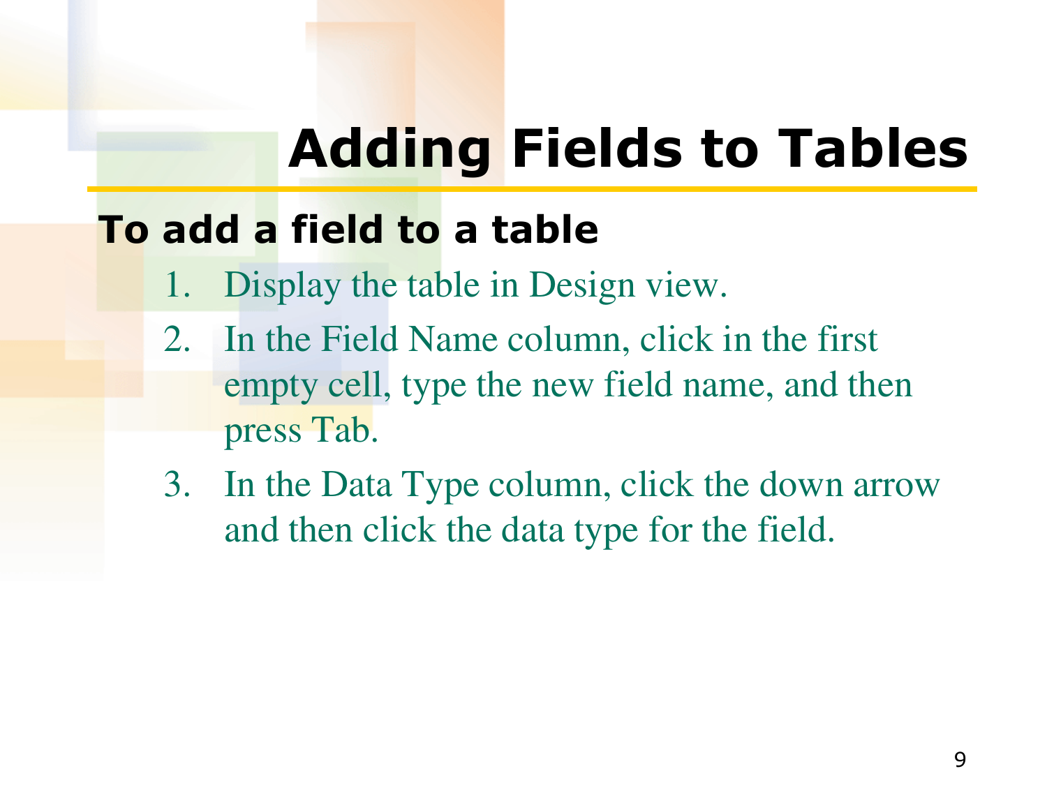# Adding Fields to Tables

**To add a field to a table**

1. Display the table in Design view.
2. In the Field Name column, click in the first empty cell, type the new field name, and then press Tab.
3. In the Data Type column, click the down arrow and then click the data type for the field.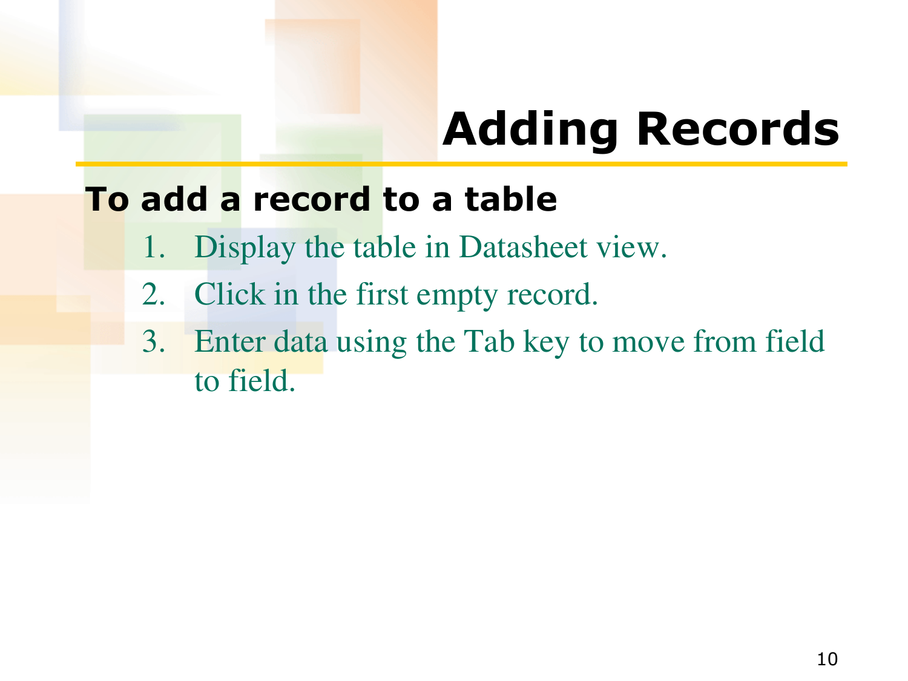# Adding Records

**To add a record to a table**

1. Display the table in Datasheet view.
2. Click in the first empty record.
3. Enter data using the Tab key to move from field to field.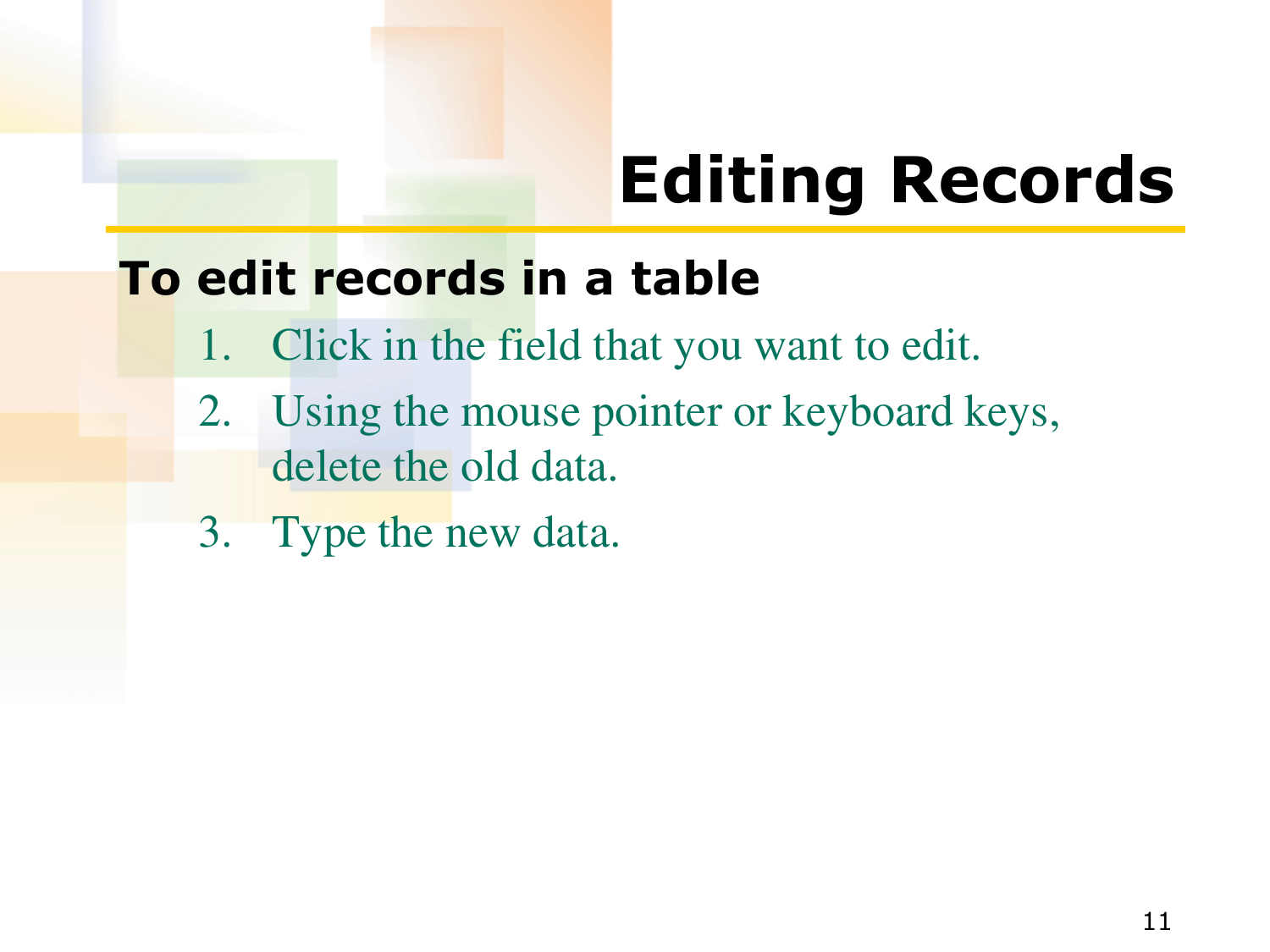# Editing Records

**To edit records in a table**

1. Click in the field that you want to edit.
2. Using the mouse pointer or keyboard keys, delete the old data.
3. Type the new data.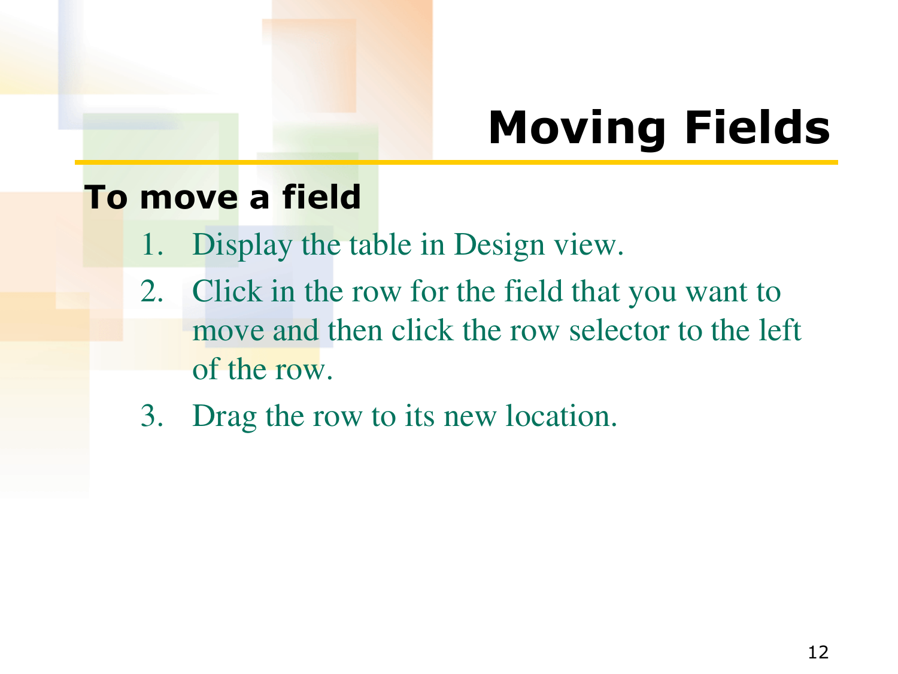# Moving Fields

**To move a field**

1. Display the table in Design view.
2. Click in the row for the field that you want to move and then click the row selector to the left of the row.
3. Drag the row to its new location.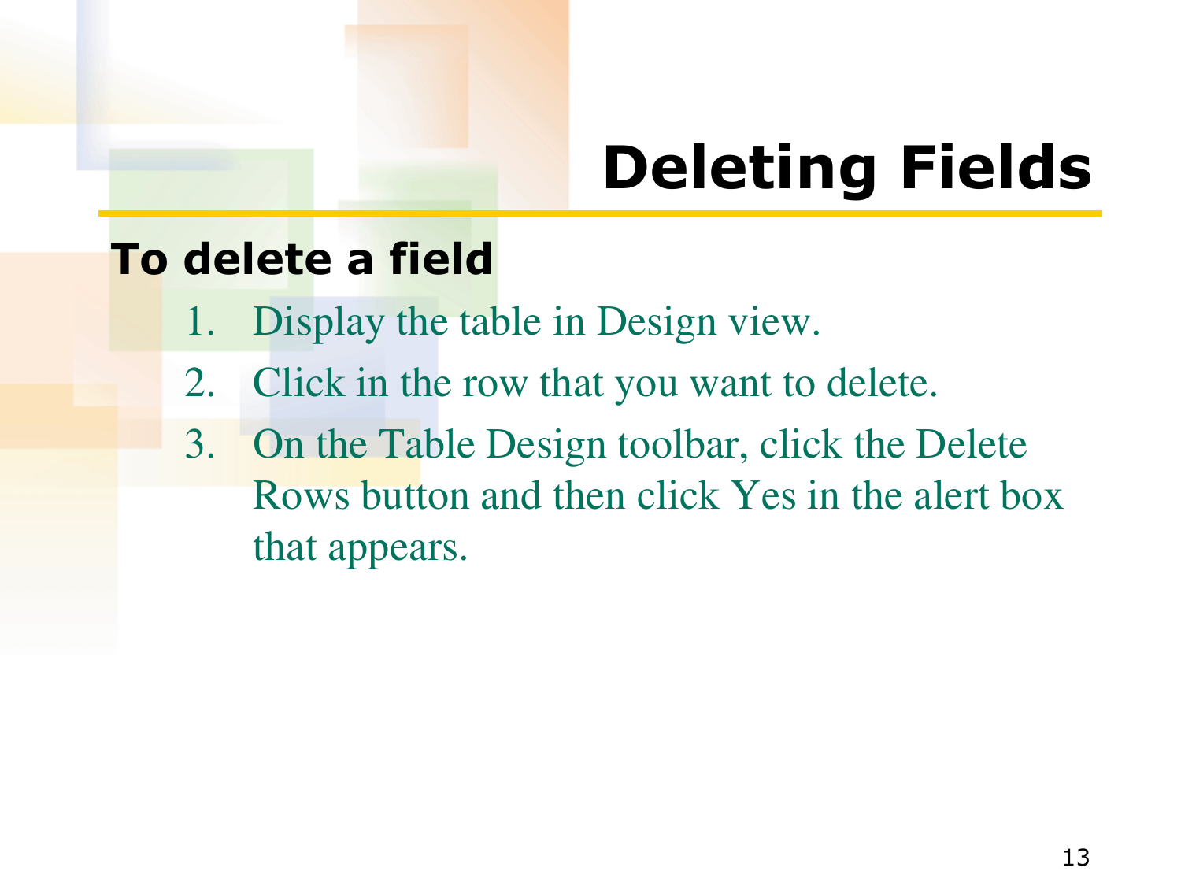# Deleting Fields

**To delete a field**

1. Display the table in Design view.
2. Click in the row that you want to delete.
3. On the Table Design toolbar, click the Delete Rows button and then click Yes in the alert box that appears.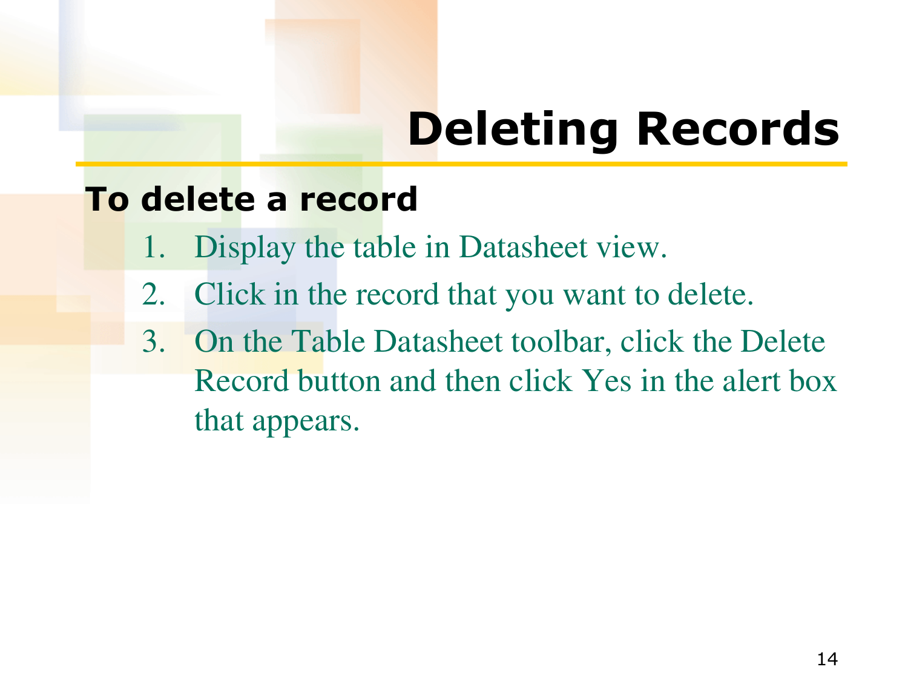# Deleting Records

**To delete a record**

1. Display the table in Datasheet view.
2. Click in the record that you want to delete.
3. On the Table Datasheet toolbar, click the Delete Record button and then click Yes in the alert box that appears.